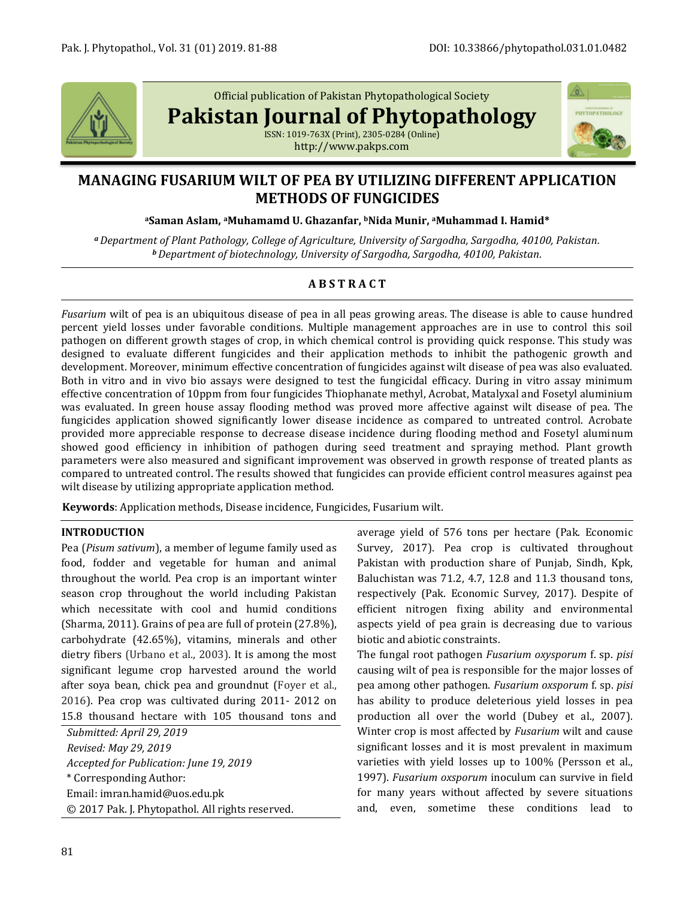Official publication of Pakistan Phytopathological Society

**Pakistan Journal of Phytopathology**

ISSN: 1019-763X (Print), 2305-0284 (Online)
http://www.pakps.com

# MANAGING FUSARIUM WILT OF PEA BY UTILIZING DIFFERENT APPLICATION METHODS OF FUNGICIDES

**[a]Saman Aslam, [a]Muhamamd U. Ghazanfar, [b]Nida Munir, [a]Muhammad I. Hamid***

*[a] Department of Plant Pathology, College of Agriculture, University of Sargodha, Sargodha, 40100, Pakistan.*
*[b] Department of biotechnology, University of Sargodha, Sargodha, 40100, Pakistan.*

## A B S T R A C T

*Fusarium* wilt of pea is an ubiquitous disease of pea in all peas growing areas. The disease is able to cause hundred percent yield losses under favorable conditions. Multiple management approaches are in use to control this soil pathogen on different growth stages of crop, in which chemical control is providing quick response. This study was designed to evaluate different fungicides and their application methods to inhibit the pathogenic growth and development. Moreover, minimum effective concentration of fungicides against wilt disease of pea was also evaluated. Both in vitro and in vivo bio assays were designed to test the fungicidal efficacy. During in vitro assay minimum effective concentration of 10ppm from four fungicides Thiophanate methyl, Acrobat, Matalyxal and Fosetyl aluminium was evaluated. In green house assay flooding method was proved more affective against wilt disease of pea. The fungicides application showed significantly lower disease incidence as compared to untreated control. Acrobate provided more appreciable response to decrease disease incidence during flooding method and Fosetyl aluminum showed good efficiency in inhibition of pathogen during seed treatment and spraying method. Plant growth parameters were also measured and significant improvement was observed in growth response of treated plants as compared to untreated control. The results showed that fungicides can provide efficient control measures against pea wilt disease by utilizing appropriate application method.

**Keywords**: Application methods, Disease incidence, Fungicides, Fusarium wilt.

## INTRODUCTION

Pea (*Pisum sativum*), a member of legume family used as food, fodder and vegetable for human and animal throughout the world. Pea crop is an important winter season crop throughout the world including Pakistan which necessitate with cool and humid conditions (Sharma, 2011). Grains of pea are full of protein (27.8%), carbohydrate (42.65%), vitamins, minerals and other dietry fibers (Urbano et al., 2003). It is among the most significant legume crop harvested around the world after soya bean, chick pea and groundnut (Foyer et al., 2016). Pea crop was cultivated during 2011- 2012 on 15.8 thousand hectare with 105 thousand tons and average yield of 576 tons per hectare (Pak. Economic Survey, 2017). Pea crop is cultivated throughout Pakistan with production share of Punjab, Sindh, Kpk, Baluchistan was 71.2, 4.7, 12.8 and 11.3 thousand tons, respectively (Pak. Economic Survey, 2017). Despite of efficient nitrogen fixing ability and environmental aspects yield of pea grain is decreasing due to various biotic and abiotic constraints.

The fungal root pathogen *Fusarium oxysporum* f. sp. *pisi* causing wilt of pea is responsible for the major losses of pea among other pathogen. *Fusarium oxsporum* f. sp. *pisi* has ability to produce deleterious yield losses in pea production all over the world (Dubey et al., 2007). Winter crop is most affected by *Fusarium* wilt and cause significant losses and it is most prevalent in maximum varieties with yield losses up to 100% (Persson et al., 1997). *Fusarium oxsporum* inoculum can survive in field for many years without affected by severe situations and, even, sometime these conditions lead to

*Submitted: April 29, 2019*
*Revised: May 29, 2019*
*Accepted for Publication: June 19, 2019*
\* Corresponding Author:
Email: imran.hamid@uos.edu.pk
© 2017 Pak. J. Phytopathol. All rights reserved.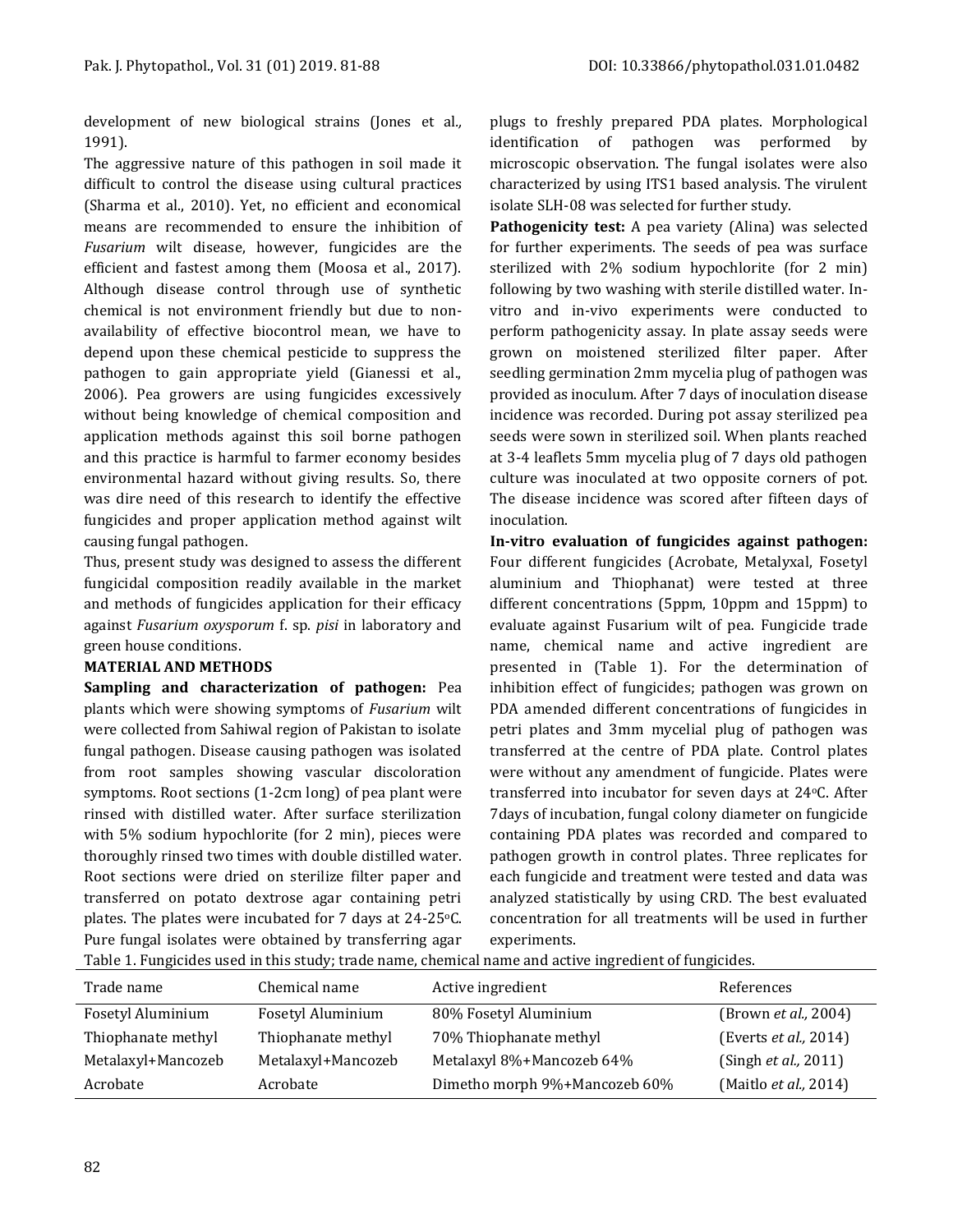development of new biological strains (Jones et al., 1991).

The aggressive nature of this pathogen in soil made it difficult to control the disease using cultural practices (Sharma et al., 2010). Yet, no efficient and economical means are recommended to ensure the inhibition of *Fusarium* wilt disease, however, fungicides are the efficient and fastest among them (Moosa et al., 2017). Although disease control through use of synthetic chemical is not environment friendly but due to non-availability of effective biocontrol mean, we have to depend upon these chemical pesticide to suppress the pathogen to gain appropriate yield (Gianessi et al., 2006). Pea growers are using fungicides excessively without being knowledge of chemical composition and application methods against this soil borne pathogen and this practice is harmful to farmer economy besides environmental hazard without giving results. So, there was dire need of this research to identify the effective fungicides and proper application method against wilt causing fungal pathogen.

Thus, present study was designed to assess the different fungicidal composition readily available in the market and methods of fungicides application for their efficacy against *Fusarium oxysporum* f. sp. *pisi* in laboratory and green house conditions.

## MATERIAL AND METHODS

**Sampling and characterization of pathogen:** Pea plants which were showing symptoms of *Fusarium* wilt were collected from Sahiwal region of Pakistan to isolate fungal pathogen. Disease causing pathogen was isolated from root samples showing vascular discoloration symptoms. Root sections (1-2cm long) of pea plant were rinsed with distilled water. After surface sterilization with 5% sodium hypochlorite (for 2 min), pieces were thoroughly rinsed two times with double distilled water. Root sections were dried on sterilize filter paper and transferred on potato dextrose agar containing petri plates. The plates were incubated for 7 days at 24-25°C. Pure fungal isolates were obtained by transferring agar plugs to freshly prepared PDA plates. Morphological identification of pathogen was performed by microscopic observation. The fungal isolates were also characterized by using ITS1 based analysis. The virulent isolate SLH-08 was selected for further study.

**Pathogenicity test:** A pea variety (Alina) was selected for further experiments. The seeds of pea was surface sterilized with 2% sodium hypochlorite (for 2 min) following by two washing with sterile distilled water. In-vitro and in-vivo experiments were conducted to perform pathogenicity assay. In plate assay seeds were grown on moistened sterilized filter paper. After seedling germination 2mm mycelia plug of pathogen was provided as inoculum. After 7 days of inoculation disease incidence was recorded. During pot assay sterilized pea seeds were sown in sterilized soil. When plants reached at 3-4 leaflets 5mm mycelia plug of 7 days old pathogen culture was inoculated at two opposite corners of pot. The disease incidence was scored after fifteen days of inoculation.

**In-vitro evaluation of fungicides against pathogen:** Four different fungicides (Acrobate, Metalyxal, Fosetyl aluminium and Thiophanat) were tested at three different concentrations (5ppm, 10ppm and 15ppm) to evaluate against Fusarium wilt of pea. Fungicide trade name, chemical name and active ingredient are presented in (Table 1). For the determination of inhibition effect of fungicides; pathogen was grown on PDA amended different concentrations of fungicides in petri plates and 3mm mycelial plug of pathogen was transferred at the centre of PDA plate. Control plates were without any amendment of fungicide. Plates were transferred into incubator for seven days at 24°C. After 7days of incubation, fungal colony diameter on fungicide containing PDA plates was recorded and compared to pathogen growth in control plates. Three replicates for each fungicide and treatment were tested and data was analyzed statistically by using CRD. The best evaluated concentration for all treatments will be used in further experiments.

Table 1. Fungicides used in this study; trade name, chemical name and active ingredient of fungicides.

| Trade name | Chemical name | Active ingredient | References |
|---|---|---|---|
| Fosetyl Aluminium | Fosetyl Aluminium | 80% Fosetyl Aluminium | (Brown *et al.,* 2004) |
| Thiophanate methyl | Thiophanate methyl | 70% Thiophanate methyl | (Everts *et al.,* 2014) |
| Metalaxyl+Mancozeb | Metalaxyl+Mancozeb | Metalaxyl 8%+Mancozeb 64% | (Singh *et al.,* 2011) |
| Acrobate | Acrobate | Dimetho morph 9%+Mancozeb 60% | (Maitlo *et al.,* 2014) |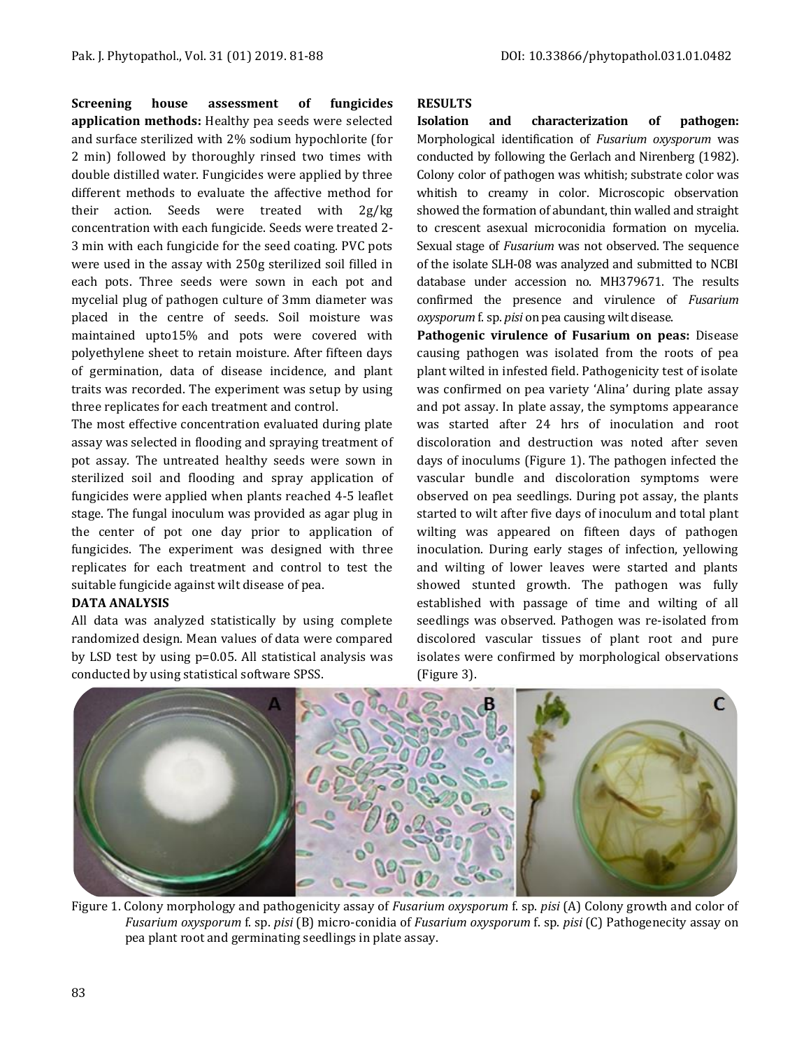**Screening house assessment of fungicides application methods:** Healthy pea seeds were selected and surface sterilized with 2% sodium hypochlorite (for 2 min) followed by thoroughly rinsed two times with double distilled water. Fungicides were applied by three different methods to evaluate the affective method for their action. Seeds were treated with 2g/kg concentration with each fungicide. Seeds were treated 2-3 min with each fungicide for the seed coating. PVC pots were used in the assay with 250g sterilized soil filled in each pots. Three seeds were sown in each pot and mycelial plug of pathogen culture of 3mm diameter was placed in the centre of seeds. Soil moisture was maintained upto15% and pots were covered with polyethylene sheet to retain moisture. After fifteen days of germination, data of disease incidence, and plant traits was recorded. The experiment was setup by using three replicates for each treatment and control.

The most effective concentration evaluated during plate assay was selected in flooding and spraying treatment of pot assay. The untreated healthy seeds were sown in sterilized soil and flooding and spray application of fungicides were applied when plants reached 4-5 leaflet stage. The fungal inoculum was provided as agar plug in the center of pot one day prior to application of fungicides. The experiment was designed with three replicates for each treatment and control to test the suitable fungicide against wilt disease of pea.

## DATA ANALYSIS

All data was analyzed statistically by using complete randomized design. Mean values of data were compared by LSD test by using p=0.05. All statistical analysis was conducted by using statistical software SPSS.

## RESULTS

**Isolation and characterization of pathogen:** Morphological identification of *Fusarium oxysporum* was conducted by following the Gerlach and Nirenberg (1982). Colony color of pathogen was whitish; substrate color was whitish to creamy in color. Microscopic observation showed the formation of abundant, thin walled and straight to crescent asexual microconidia formation on mycelia. Sexual stage of *Fusarium* was not observed. The sequence of the isolate SLH-08 was analyzed and submitted to NCBI database under accession no. MH379671. The results confirmed the presence and virulence of *Fusarium oxysporum* f. sp. *pisi* on pea causing wilt disease.

**Pathogenic virulence of Fusarium on peas:** Disease causing pathogen was isolated from the roots of pea plant wilted in infested field. Pathogenicity test of isolate was confirmed on pea variety 'Alina' during plate assay and pot assay. In plate assay, the symptoms appearance was started after 24 hrs of inoculation and root discoloration and destruction was noted after seven days of inoculums (Figure 1). The pathogen infected the vascular bundle and discoloration symptoms were observed on pea seedlings. During pot assay, the plants started to wilt after five days of inoculum and total plant wilting was appeared on fifteen days of pathogen inoculation. During early stages of infection, yellowing and wilting of lower leaves were started and plants showed stunted growth. The pathogen was fully established with passage of time and wilting of all seedlings was observed. Pathogen was re-isolated from discolored vascular tissues of plant root and pure isolates were confirmed by morphological observations (Figure 3).

Figure 1. Colony morphology and pathogenicity assay of *Fusarium oxysporum* f. sp. *pisi* (A) Colony growth and color of *Fusarium oxysporum* f. sp. *pisi* (B) micro-conidia of *Fusarium oxysporum* f. sp. *pisi* (C) Pathogenecity assay on pea plant root and germinating seedlings in plate assay.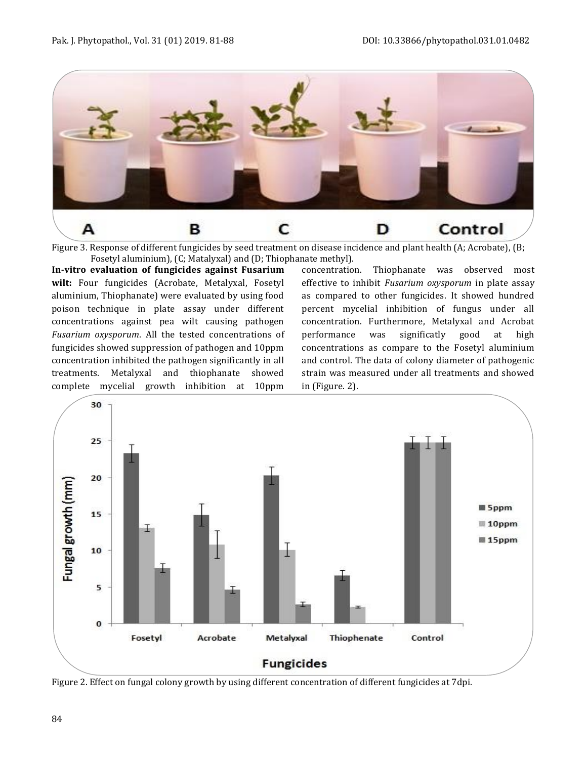Figure 3. Response of different fungicides by seed treatment on disease incidence and plant health (A; Acrobate), (B; Fosetyl aluminium), (C; Matalyxal) and (D; Thiophanate methyl).

**In-vitro evaluation of fungicides against Fusarium wilt:** Four fungicides (Acrobate, Metalyxal, Fosetyl aluminium, Thiophanate) were evaluated by using food poison technique in plate assay under different concentrations against pea wilt causing pathogen *Fusarium oxysporum*. All the tested concentrations of fungicides showed suppression of pathogen and 10ppm concentration inhibited the pathogen significantly in all treatments. Metalyxal and thiophanate showed complete mycelial growth inhibition at 10ppm concentration. Thiophanate was observed most effective to inhibit *Fusarium oxysporum* in plate assay as compared to other fungicides. It showed hundred percent mycelial inhibition of fungus under all concentration. Furthermore, Metalyxal and Acrobat performance was significatly good at high concentrations as compare to the Fosetyl aluminium and control. The data of colony diameter of pathogenic strain was measured under all treatments and showed in (Figure. 2).

Figure 2. Effect on fungal colony growth by using different concentration of different fungicides at 7dpi.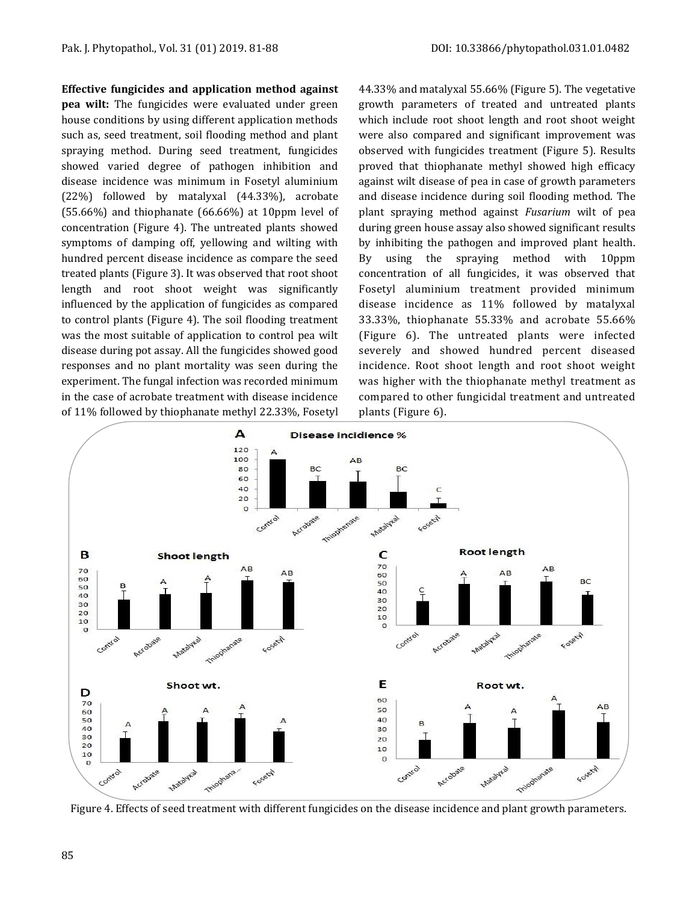**Effective fungicides and application method against pea wilt:** The fungicides were evaluated under green house conditions by using different application methods such as, seed treatment, soil flooding method and plant spraying method. During seed treatment, fungicides showed varied degree of pathogen inhibition and disease incidence was minimum in Fosetyl aluminium (22%) followed by matalyxal (44.33%), acrobate (55.66%) and thiophanate (66.66%) at 10ppm level of concentration (Figure 4). The untreated plants showed symptoms of damping off, yellowing and wilting with hundred percent disease incidence as compare the seed treated plants (Figure 3). It was observed that root shoot length and root shoot weight was significantly influenced by the application of fungicides as compared to control plants (Figure 4). The soil flooding treatment was the most suitable of application to control pea wilt disease during pot assay. All the fungicides showed good responses and no plant mortality was seen during the experiment. The fungal infection was recorded minimum in the case of acrobate treatment with disease incidence of 11% followed by thiophanate methyl 22.33%, Fosetyl 44.33% and matalyxal 55.66% (Figure 5). The vegetative growth parameters of treated and untreated plants which include root shoot length and root shoot weight were also compared and significant improvement was observed with fungicides treatment (Figure 5). Results proved that thiophanate methyl showed high efficacy against wilt disease of pea in case of growth parameters and disease incidence during soil flooding method. The plant spraying method against *Fusarium* wilt of pea during green house assay also showed significant results by inhibiting the pathogen and improved plant health. By using the spraying method with 10ppm concentration of all fungicides, it was observed that Fosetyl aluminium treatment provided minimum disease incidence as 11% followed by matalyxal 33.33%, thiophanate 55.33% and acrobate 55.66% (Figure 6). The untreated plants were infected severely and showed hundred percent diseased incidence. Root shoot length and root shoot weight was higher with the thiophanate methyl treatment as compared to other fungicidal treatment and untreated plants (Figure 6).

Figure 4. Effects of seed treatment with different fungicides on the disease incidence and plant growth parameters.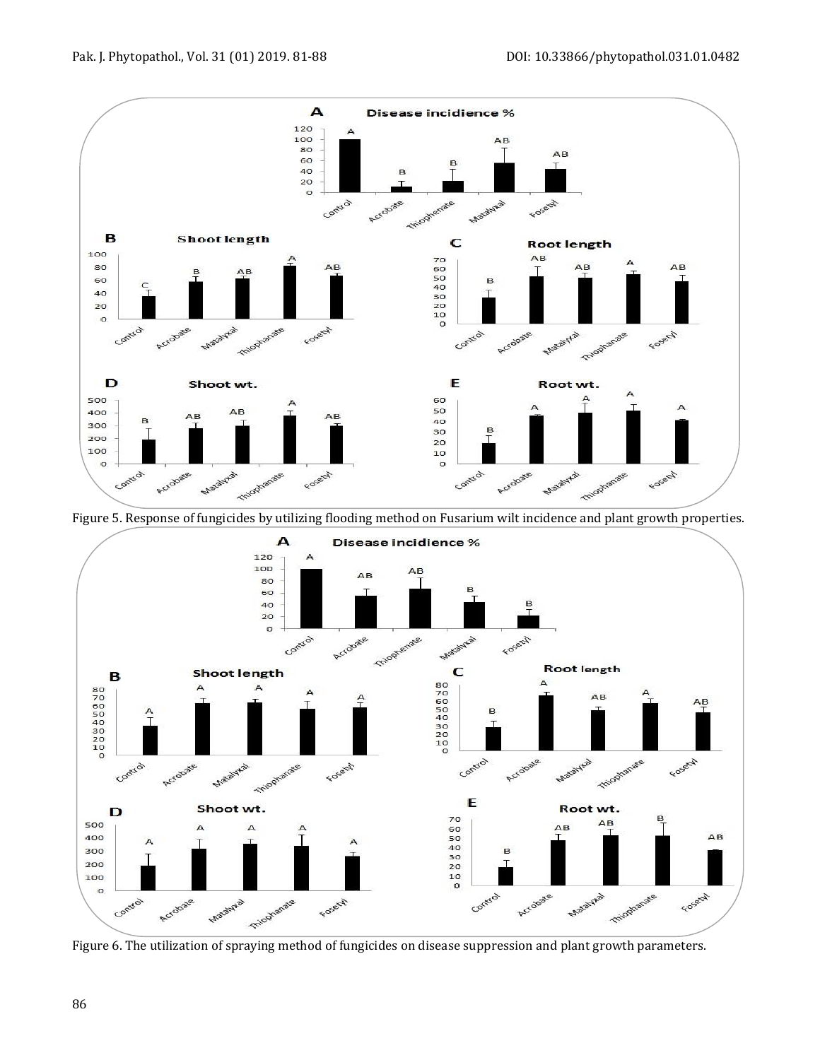Figure 5. Response of fungicides by utilizing flooding method on Fusarium wilt incidence and plant growth properties.

Figure 6. The utilization of spraying method of fungicides on disease suppression and plant growth parameters.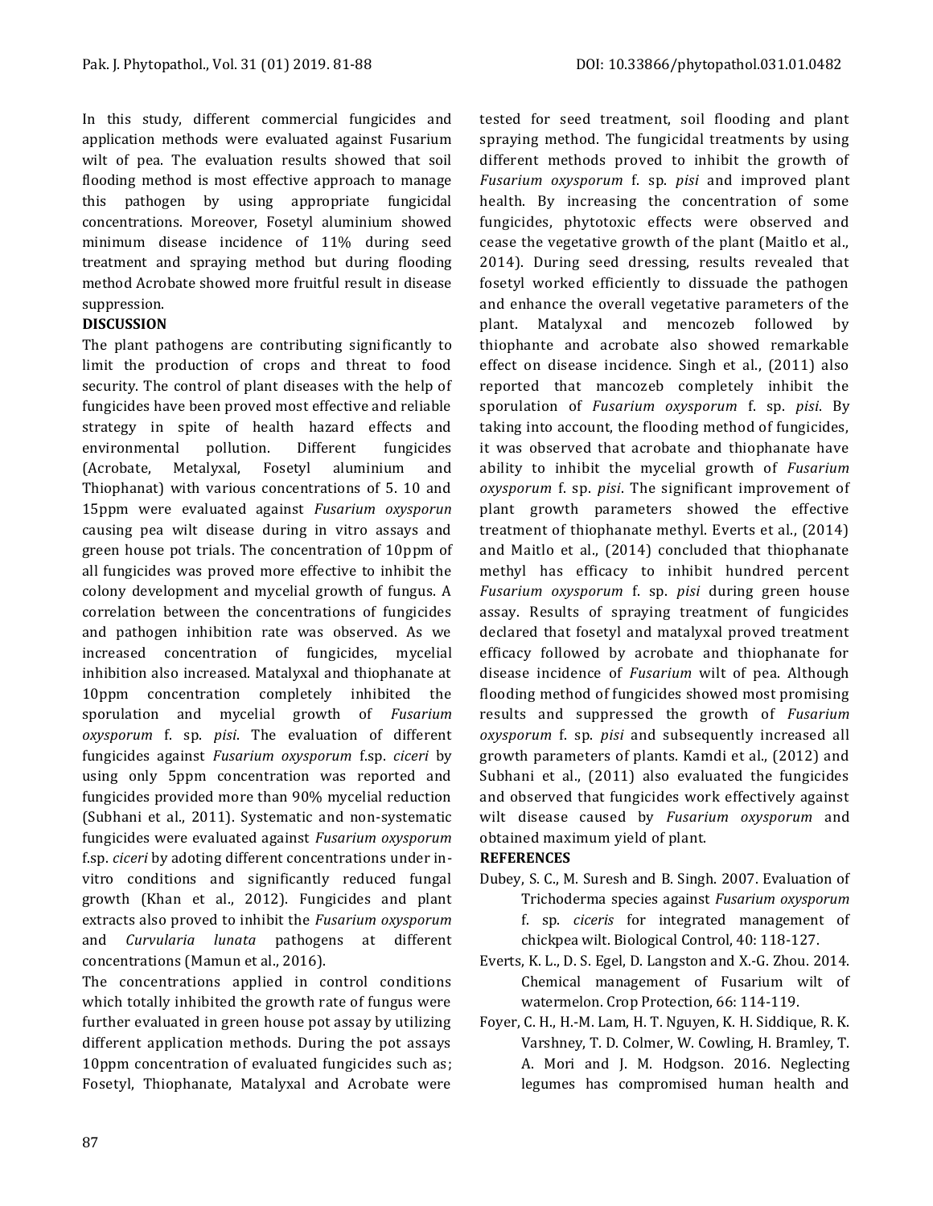In this study, different commercial fungicides and application methods were evaluated against Fusarium wilt of pea. The evaluation results showed that soil flooding method is most effective approach to manage this pathogen by using appropriate fungicidal concentrations. Moreover, Fosetyl aluminium showed minimum disease incidence of 11% during seed treatment and spraying method but during flooding method Acrobate showed more fruitful result in disease suppression.

**DISCUSSION**

The plant pathogens are contributing significantly to limit the production of crops and threat to food security. The control of plant diseases with the help of fungicides have been proved most effective and reliable strategy in spite of health hazard effects and environmental pollution. Different fungicides (Acrobate, Metalyxal, Fosetyl aluminium and Thiophanat) with various concentrations of 5. 10 and 15ppm were evaluated against *Fusarium oxysporun* causing pea wilt disease during in vitro assays and green house pot trials. The concentration of 10ppm of all fungicides was proved more effective to inhibit the colony development and mycelial growth of fungus. A correlation between the concentrations of fungicides and pathogen inhibition rate was observed. As we increased concentration of fungicides, mycelial inhibition also increased. Matalyxal and thiophanate at 10ppm concentration completely inhibited the sporulation and mycelial growth of *Fusarium oxysporum* f. sp. *pisi*. The evaluation of different fungicides against *Fusarium oxysporum* f.sp. *ciceri* by using only 5ppm concentration was reported and fungicides provided more than 90% mycelial reduction (Subhani et al., 2011). Systematic and non-systematic fungicides were evaluated against *Fusarium oxysporum* f.sp. *ciceri* by adoting different concentrations under in-vitro conditions and significantly reduced fungal growth (Khan et al., 2012). Fungicides and plant extracts also proved to inhibit the *Fusarium oxysporum* and *Curvularia lunata* pathogens at different concentrations (Mamun et al., 2016).

The concentrations applied in control conditions which totally inhibited the growth rate of fungus were further evaluated in green house pot assay by utilizing different application methods. During the pot assays 10ppm concentration of evaluated fungicides such as; Fosetyl, Thiophanate, Matalyxal and Acrobate were tested for seed treatment, soil flooding and plant spraying method. The fungicidal treatments by using different methods proved to inhibit the growth of *Fusarium oxysporum* f. sp. *pisi* and improved plant health. By increasing the concentration of some fungicides, phytotoxic effects were observed and cease the vegetative growth of the plant (Maitlo et al., 2014). During seed dressing, results revealed that fosetyl worked efficiently to dissuade the pathogen and enhance the overall vegetative parameters of the plant. Matalyxal and mencozeb followed by thiophante and acrobate also showed remarkable effect on disease incidence. Singh et al., (2011) also reported that mancozeb completely inhibit the sporulation of *Fusarium oxysporum* f. sp. *pisi*. By taking into account, the flooding method of fungicides, it was observed that acrobate and thiophanate have ability to inhibit the mycelial growth of *Fusarium oxysporum* f. sp. *pisi*. The significant improvement of plant growth parameters showed the effective treatment of thiophanate methyl. Everts et al., (2014) and Maitlo et al., (2014) concluded that thiophanate methyl has efficacy to inhibit hundred percent *Fusarium oxysporum* f. sp. *pisi* during green house assay. Results of spraying treatment of fungicides declared that fosetyl and matalyxal proved treatment efficacy followed by acrobate and thiophanate for disease incidence of *Fusarium* wilt of pea. Although flooding method of fungicides showed most promising results and suppressed the growth of *Fusarium oxysporum* f. sp. *pisi* and subsequently increased all growth parameters of plants. Kamdi et al., (2012) and Subhani et al., (2011) also evaluated the fungicides and observed that fungicides work effectively against wilt disease caused by *Fusarium oxysporum* and obtained maximum yield of plant.

**REFERENCES**

Dubey, S. C., M. Suresh and B. Singh. 2007. Evaluation of Trichoderma species against *Fusarium oxysporum* f. sp. *ciceris* for integrated management of chickpea wilt. Biological Control, 40: 118-127.

Everts, K. L., D. S. Egel, D. Langston and X.-G. Zhou. 2014. Chemical management of Fusarium wilt of watermelon. Crop Protection, 66: 114-119.

Foyer, C. H., H.-M. Lam, H. T. Nguyen, K. H. Siddique, R. K. Varshney, T. D. Colmer, W. Cowling, H. Bramley, T. A. Mori and J. M. Hodgson. 2016. Neglecting legumes has compromised human health and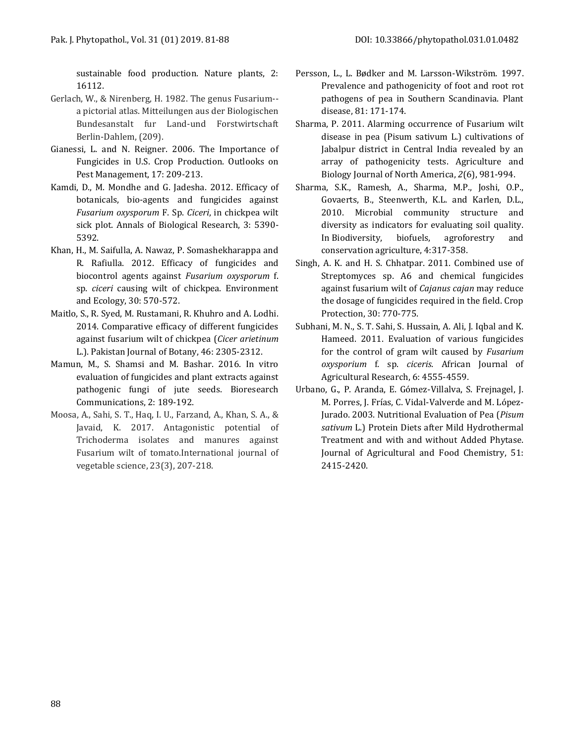sustainable food production. Nature plants, 2: 16112.

Gerlach, W., & Nirenberg, H. 1982. The genus Fusarium--a pictorial atlas. Mitteilungen aus der Biologischen Bundesanstalt fur Land-und Forstwirtschaft Berlin-Dahlem, (209).

Gianessi, L. and N. Reigner. 2006. The Importance of Fungicides in U.S. Crop Production. Outlooks on Pest Management, 17: 209-213.

Kamdi, D., M. Mondhe and G. Jadesha. 2012. Efficacy of botanicals, bio-agents and fungicides against *Fusarium oxysporum* F. Sp. *Ciceri*, in chickpea wilt sick plot. Annals of Biological Research, 3: 5390-5392.

Khan, H., M. Saifulla, A. Nawaz, P. Somashekharappa and R. Rafiulla. 2012. Efficacy of fungicides and biocontrol agents against *Fusarium oxysporum* f. sp. *ciceri* causing wilt of chickpea. Environment and Ecology, 30: 570-572.

Maitlo, S., R. Syed, M. Rustamani, R. Khuhro and A. Lodhi. 2014. Comparative efficacy of different fungicides against fusarium wilt of chickpea (*Cicer arietinum* L.). Pakistan Journal of Botany, 46: 2305-2312.

Mamun, M., S. Shamsi and M. Bashar. 2016. In vitro evaluation of fungicides and plant extracts against pathogenic fungi of jute seeds. Bioresearch Communications, 2: 189-192.

Moosa, A., Sahi, S. T., Haq, I. U., Farzand, A., Khan, S. A., & Javaid, K. 2017. Antagonistic potential of Trichoderma isolates and manures against Fusarium wilt of tomato.International journal of vegetable science, 23(3), 207-218.

Persson, L., L. Bødker and M. Larsson-Wikström. 1997. Prevalence and pathogenicity of foot and root rot pathogens of pea in Southern Scandinavia. Plant disease, 81: 171-174.

Sharma, P. 2011. Alarming occurrence of Fusarium wilt disease in pea (Pisum sativum L.) cultivations of Jabalpur district in Central India revealed by an array of pathogenicity tests. Agriculture and Biology Journal of North America, *2*(6), 981-994.

Sharma, S.K., Ramesh, A., Sharma, M.P., Joshi, O.P., Govaerts, B., Steenwerth, K.L. and Karlen, D.L., 2010. Microbial community structure and diversity as indicators for evaluating soil quality. In Biodiversity, biofuels, agroforestry and conservation agriculture, 4:317-358.

Singh, A. K. and H. S. Chhatpar. 2011. Combined use of Streptomyces sp. A6 and chemical fungicides against fusarium wilt of *Cajanus cajan* may reduce the dosage of fungicides required in the field. Crop Protection, 30: 770-775.

Subhani, M. N., S. T. Sahi, S. Hussain, A. Ali, J. Iqbal and K. Hameed. 2011. Evaluation of various fungicides for the control of gram wilt caused by *Fusarium oxysporium* f. sp. *ciceris*. African Journal of Agricultural Research, 6: 4555-4559.

Urbano, G., P. Aranda, E. Gómez-Villalva, S. Frejnagel, J. M. Porres, J. Frías, C. Vidal-Valverde and M. López-Jurado. 2003. Nutritional Evaluation of Pea (*Pisum sativum* L.) Protein Diets after Mild Hydrothermal Treatment and with and without Added Phytase. Journal of Agricultural and Food Chemistry, 51: 2415-2420.